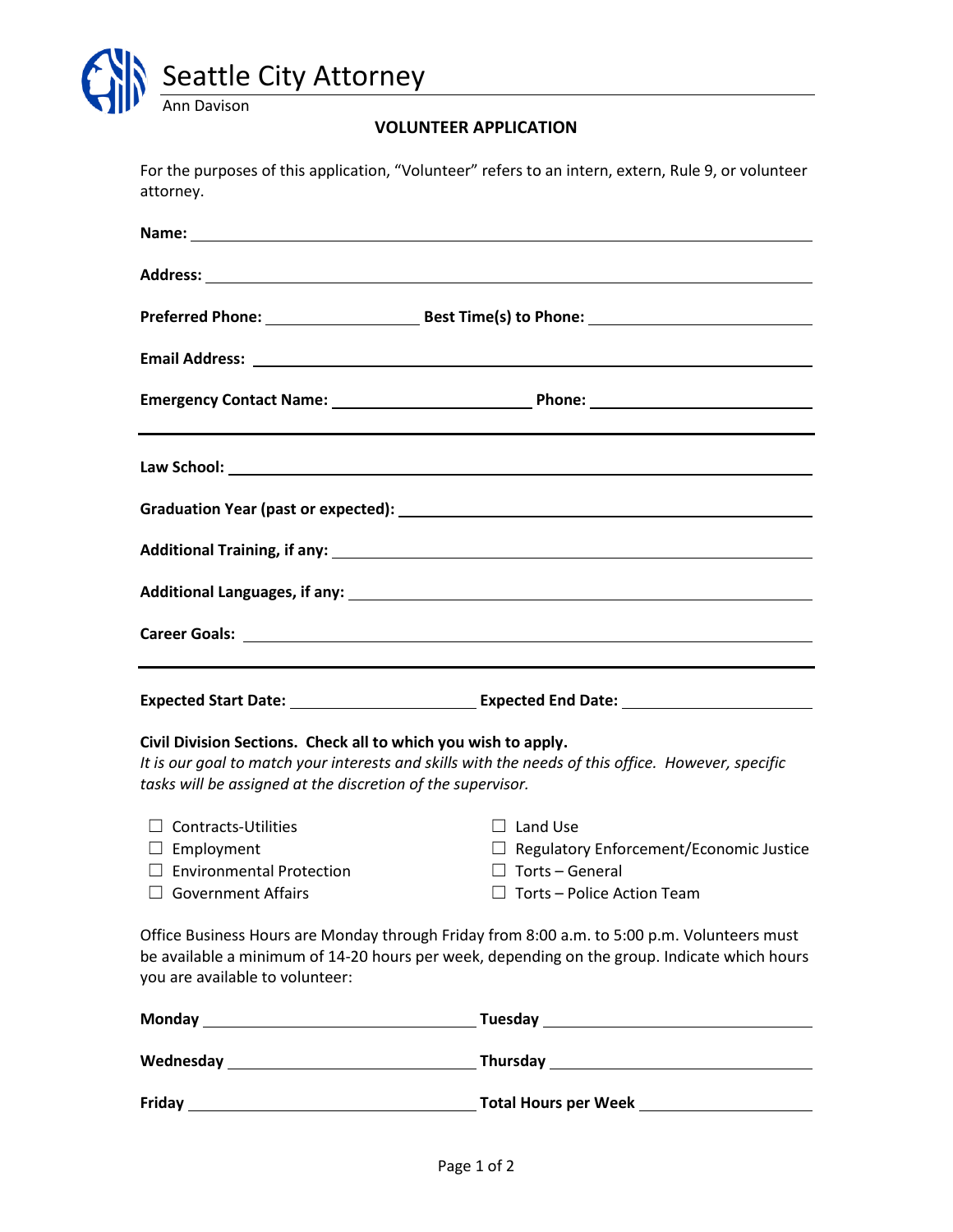# Seattle City Attorney

Ann Davison

## VOLUNTEER APPLICATION

For the purposes of this application, "Volunteer" refers to an intern, extern, Rule 9, or volunteer attorney.

**Name:** ____________________

**Address:** ____________________

**Preferred Phone:** ____________________ **Best Time(s) to Phone:** ____________________

**Email Address:** ____________________

**Emergency Contact Name:** ____________________ **Phone:** ____________________

---

**Law School:** ____________________

**Graduation Year (past or expected):** ____________________

**Additional Training, if any:** ____________________

**Additional Languages, if any:** ____________________

**Career Goals:** ____________________

---

**Expected Start Date:** ____________________ **Expected End Date:** ____________________

**Civil Division Sections. Check all to which you wish to apply.**
*It is our goal to match your interests and skills with the needs of this office. However, specific tasks will be assigned at the discretion of the supervisor.*

- ☐ Contracts-Utilities
- ☐ Employment
- ☐ Environmental Protection
- ☐ Government Affairs
- ☐ Land Use
- ☐ Regulatory Enforcement/Economic Justice
- ☐ Torts – General
- ☐ Torts – Police Action Team

Office Business Hours are Monday through Friday from 8:00 a.m. to 5:00 p.m. Volunteers must be available a minimum of 14-20 hours per week, depending on the group. Indicate which hours you are available to volunteer:

**Monday** ____________________ **Tuesday** ____________________

**Wednesday** ____________________ **Thursday** ____________________

**Friday** ____________________ **Total Hours per Week** ____________________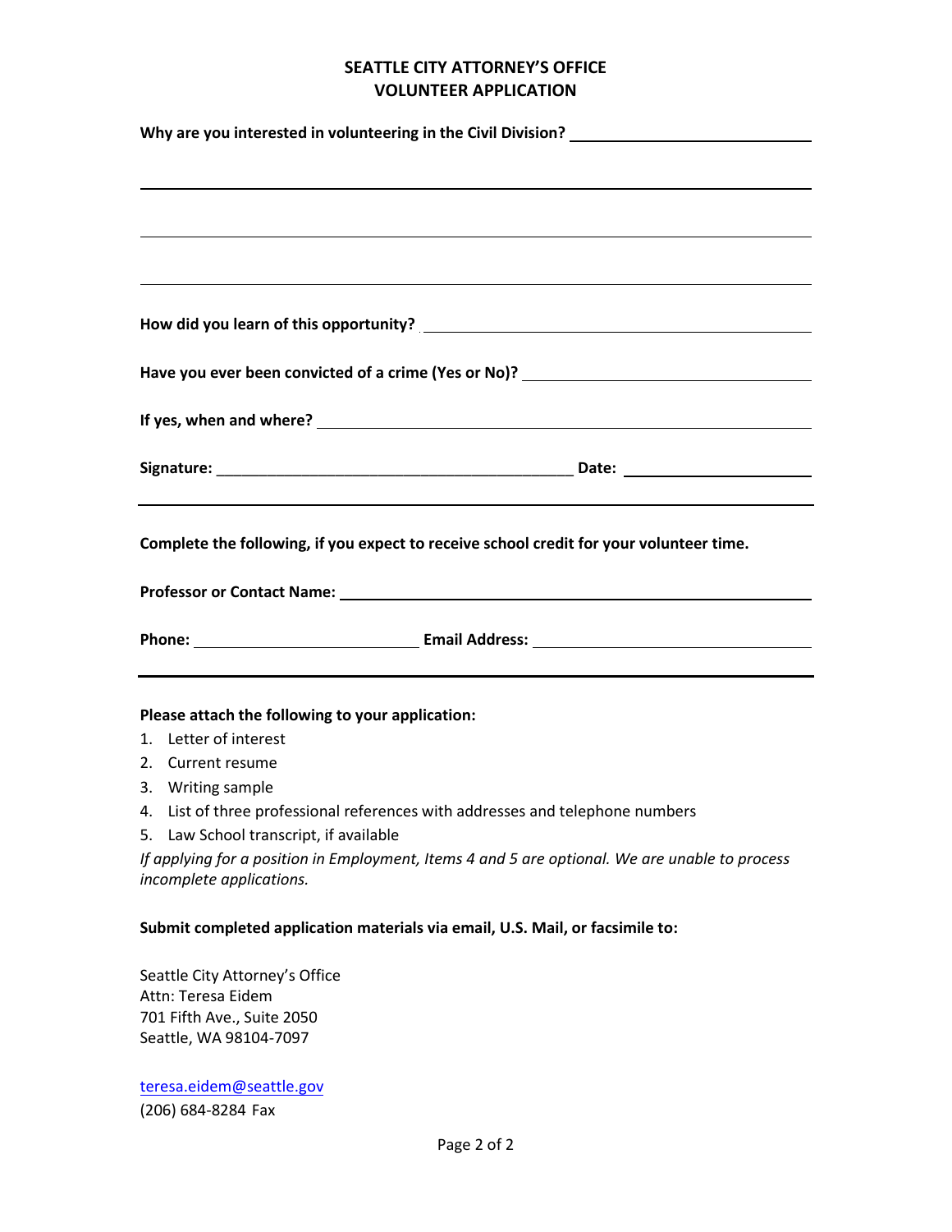**SEATTLE CITY ATTORNEY'S OFFICE**
**VOLUNTEER APPLICATION**

**Why are you interested in volunteering in the Civil Division?** ______________________________

________________________________________________________________

________________________________________________________________

________________________________________________________________

**How did you learn of this opportunity?** ______________________________

**Have you ever been convicted of a crime (Yes or No)?** ______________________________

**If yes, when and where?** ______________________________

**Signature:** ___________________________________________ **Date:** ______________________

---

**Complete the following, if you expect to receive school credit for your volunteer time.**

**Professor or Contact Name:** ______________________________

**Phone:** ___________________________ **Email Address:** ______________________________

---

**Please attach the following to your application:**

1. Letter of interest
2. Current resume
3. Writing sample
4. List of three professional references with addresses and telephone numbers
5. Law School transcript, if available

*If applying for a position in Employment, Items 4 and 5 are optional. We are unable to process incomplete applications.*

**Submit completed application materials via email, U.S. Mail, or facsimile to:**

Seattle City Attorney's Office
Attn: Teresa Eidem
701 Fifth Ave., Suite 2050
Seattle, WA 98104-7097

teresa.eidem@seattle.gov
(206) 684-8284 Fax